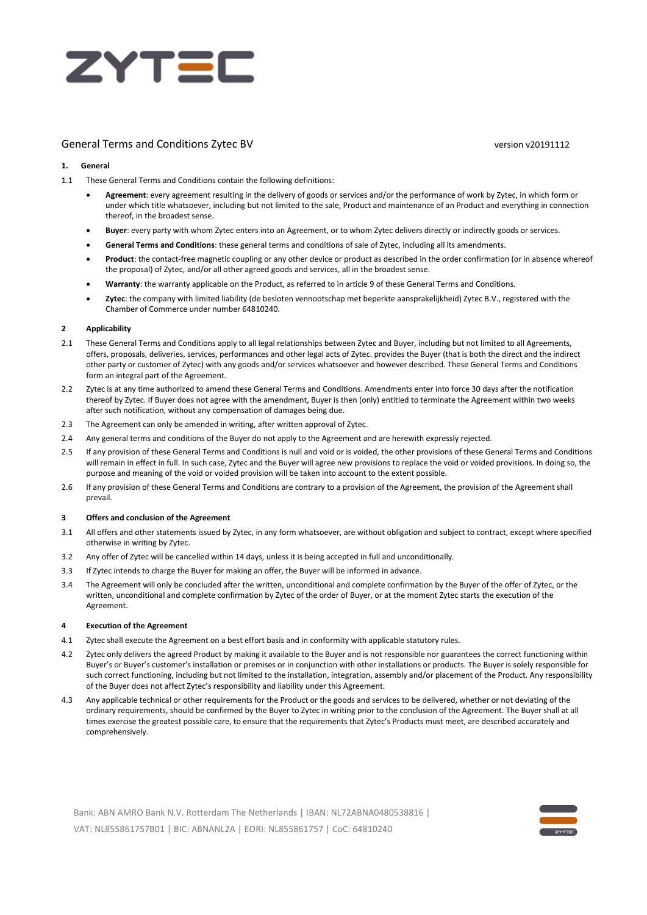# ZYTEC

General Terms and Conditions Zytec BV

version v20191112

## 1. General

1.1 These General Terms and Conditions contain the following definitions:

- **Agreement**: every agreement resulting in the delivery of goods or services and/or the performance of work by Zytec, in which form or under which title whatsoever, including but not limited to the sale, Product and maintenance of an Product and everything in connection thereof, in the broadest sense.
- **Buyer**: every party with whom Zytec enters into an Agreement, or to whom Zytec delivers directly or indirectly goods or services.
- **General Terms and Conditions**: these general terms and conditions of sale of Zytec, including all its amendments.
- **Product**: the contact-free magnetic coupling or any other device or product as described in the order confirmation (or in absence whereof the proposal) of Zytec, and/or all other agreed goods and services, all in the broadest sense.
- **Warranty**: the warranty applicable on the Product, as referred to in article 9 of these General Terms and Conditions.
- **Zytec**: the company with limited liability (de besloten vennootschap met beperkte aansprakelijkheid) Zytec B.V., registered with the Chamber of Commerce under number 64810240.

## 2 Applicability

2.1 These General Terms and Conditions apply to all legal relationships between Zytec and Buyer, including but not limited to all Agreements, offers, proposals, deliveries, services, performances and other legal acts of Zytec. provides the Buyer (that is both the direct and the indirect other party or customer of Zytec) with any goods and/or services whatsoever and however described. These General Terms and Conditions form an integral part of the Agreement.

2.2 Zytec is at any time authorized to amend these General Terms and Conditions. Amendments enter into force 30 days after the notification thereof by Zytec. If Buyer does not agree with the amendment, Buyer is then (only) entitled to terminate the Agreement within two weeks after such notification, without any compensation of damages being due.

2.3 The Agreement can only be amended in writing, after written approval of Zytec.

2.4 Any general terms and conditions of the Buyer do not apply to the Agreement and are herewith expressly rejected.

2.5 If any provision of these General Terms and Conditions is null and void or is voided, the other provisions of these General Terms and Conditions will remain in effect in full. In such case, Zytec and the Buyer will agree new provisions to replace the void or voided provisions. In doing so, the purpose and meaning of the void or voided provision will be taken into account to the extent possible.

2.6 If any provision of these General Terms and Conditions are contrary to a provision of the Agreement, the provision of the Agreement shall prevail.

## 3 Offers and conclusion of the Agreement

3.1 All offers and other statements issued by Zytec, in any form whatsoever, are without obligation and subject to contract, except where specified otherwise in writing by Zytec.

3.2 Any offer of Zytec will be cancelled within 14 days, unless it is being accepted in full and unconditionally.

3.3 If Zytec intends to charge the Buyer for making an offer, the Buyer will be informed in advance.

3.4 The Agreement will only be concluded after the written, unconditional and complete confirmation by the Buyer of the offer of Zytec, or the written, unconditional and complete confirmation by Zytec of the order of Buyer, or at the moment Zytec starts the execution of the Agreement.

## 4 Execution of the Agreement

4.1 Zytec shall execute the Agreement on a best effort basis and in conformity with applicable statutory rules.

4.2 Zytec only delivers the agreed Product by making it available to the Buyer and is not responsible nor guarantees the correct functioning within Buyer's or Buyer's customer's installation or premises or in conjunction with other installations or products. The Buyer is solely responsible for such correct functioning, including but not limited to the installation, integration, assembly and/or placement of the Product. Any responsibility of the Buyer does not affect Zytec's responsibility and liability under this Agreement.

4.3 Any applicable technical or other requirements for the Product or the goods and services to be delivered, whether or not deviating of the ordinary requirements, should be confirmed by the Buyer to Zytec in writing prior to the conclusion of the Agreement. The Buyer shall at all times exercise the greatest possible care, to ensure that the requirements that Zytec's Products must meet, are described accurately and comprehensively.

Bank: ABN AMRO Bank N.V. Rotterdam The Netherlands | IBAN: NL72ABNA0480538816 | VAT: NL855861757B01 | BIC: ABNANL2A | EORI: NL855861757 | CoC: 64810240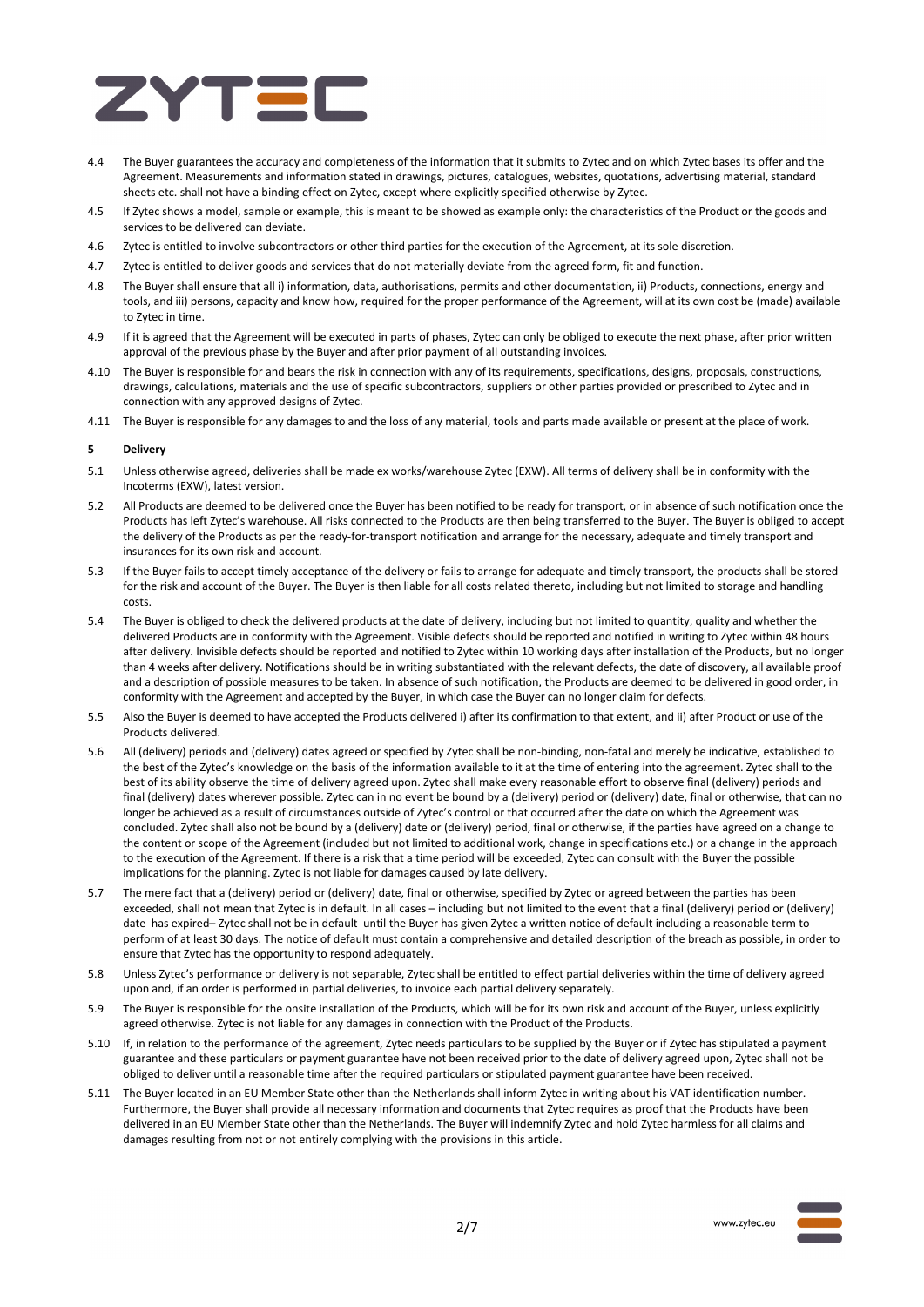4.4 The Buyer guarantees the accuracy and completeness of the information that it submits to Zytec and on which Zytec bases its offer and the Agreement. Measurements and information stated in drawings, pictures, catalogues, websites, quotations, advertising material, standard sheets etc. shall not have a binding effect on Zytec, except where explicitly specified otherwise by Zytec.

4.5 If Zytec shows a model, sample or example, this is meant to be showed as example only: the characteristics of the Product or the goods and services to be delivered can deviate.

4.6 Zytec is entitled to involve subcontractors or other third parties for the execution of the Agreement, at its sole discretion.

4.7 Zytec is entitled to deliver goods and services that do not materially deviate from the agreed form, fit and function.

4.8 The Buyer shall ensure that all i) information, data, authorisations, permits and other documentation, ii) Products, connections, energy and tools, and iii) persons, capacity and know how, required for the proper performance of the Agreement, will at its own cost be (made) available to Zytec in time.

4.9 If it is agreed that the Agreement will be executed in parts of phases, Zytec can only be obliged to execute the next phase, after prior written approval of the previous phase by the Buyer and after prior payment of all outstanding invoices.

4.10 The Buyer is responsible for and bears the risk in connection with any of its requirements, specifications, designs, proposals, constructions, drawings, calculations, materials and the use of specific subcontractors, suppliers or other parties provided or prescribed to Zytec and in connection with any approved designs of Zytec.

4.11 The Buyer is responsible for any damages to and the loss of any material, tools and parts made available or present at the place of work.

## 5 Delivery

5.1 Unless otherwise agreed, deliveries shall be made ex works/warehouse Zytec (EXW). All terms of delivery shall be in conformity with the Incoterms (EXW), latest version.

5.2 All Products are deemed to be delivered once the Buyer has been notified to be ready for transport, or in absence of such notification once the Products has left Zytec's warehouse. All risks connected to the Products are then being transferred to the Buyer. The Buyer is obliged to accept the delivery of the Products as per the ready-for-transport notification and arrange for the necessary, adequate and timely transport and insurances for its own risk and account.

5.3 If the Buyer fails to accept timely acceptance of the delivery or fails to arrange for adequate and timely transport, the products shall be stored for the risk and account of the Buyer. The Buyer is then liable for all costs related thereto, including but not limited to storage and handling costs.

5.4 The Buyer is obliged to check the delivered products at the date of delivery, including but not limited to quantity, quality and whether the delivered Products are in conformity with the Agreement. Visible defects should be reported and notified in writing to Zytec within 48 hours after delivery. Invisible defects should be reported and notified to Zytec within 10 working days after installation of the Products, but no longer than 4 weeks after delivery. Notifications should be in writing substantiated with the relevant defects, the date of discovery, all available proof and a description of possible measures to be taken. In absence of such notification, the Products are deemed to be delivered in good order, in conformity with the Agreement and accepted by the Buyer, in which case the Buyer can no longer claim for defects.

5.5 Also the Buyer is deemed to have accepted the Products delivered i) after its confirmation to that extent, and ii) after Product or use of the Products delivered.

5.6 All (delivery) periods and (delivery) dates agreed or specified by Zytec shall be non-binding, non-fatal and merely be indicative, established to the best of the Zytec's knowledge on the basis of the information available to it at the time of entering into the agreement. Zytec shall to the best of its ability observe the time of delivery agreed upon. Zytec shall make every reasonable effort to observe final (delivery) periods and final (delivery) dates wherever possible. Zytec can in no event be bound by a (delivery) period or (delivery) date, final or otherwise, that can no longer be achieved as a result of circumstances outside of Zytec's control or that occurred after the date on which the Agreement was concluded. Zytec shall also not be bound by a (delivery) date or (delivery) period, final or otherwise, if the parties have agreed on a change to the content or scope of the Agreement (included but not limited to additional work, change in specifications etc.) or a change in the approach to the execution of the Agreement. If there is a risk that a time period will be exceeded, Zytec can consult with the Buyer the possible implications for the planning. Zytec is not liable for damages caused by late delivery.

5.7 The mere fact that a (delivery) period or (delivery) date, final or otherwise, specified by Zytec or agreed between the parties has been exceeded, shall not mean that Zytec is in default. In all cases – including but not limited to the event that a final (delivery) period or (delivery) date has expired– Zytec shall not be in default until the Buyer has given Zytec a written notice of default including a reasonable term to perform of at least 30 days. The notice of default must contain a comprehensive and detailed description of the breach as possible, in order to ensure that Zytec has the opportunity to respond adequately.

5.8 Unless Zytec's performance or delivery is not separable, Zytec shall be entitled to effect partial deliveries within the time of delivery agreed upon and, if an order is performed in partial deliveries, to invoice each partial delivery separately.

5.9 The Buyer is responsible for the onsite installation of the Products, which will be for its own risk and account of the Buyer, unless explicitly agreed otherwise. Zytec is not liable for any damages in connection with the Product of the Products.

5.10 If, in relation to the performance of the agreement, Zytec needs particulars to be supplied by the Buyer or if Zytec has stipulated a payment guarantee and these particulars or payment guarantee have not been received prior to the date of delivery agreed upon, Zytec shall not be obliged to deliver until a reasonable time after the required particulars or stipulated payment guarantee have been received.

5.11 The Buyer located in an EU Member State other than the Netherlands shall inform Zytec in writing about his VAT identification number. Furthermore, the Buyer shall provide all necessary information and documents that Zytec requires as proof that the Products have been delivered in an EU Member State other than the Netherlands. The Buyer will indemnify Zytec and hold Zytec harmless for all claims and damages resulting from not or not entirely complying with the provisions in this article.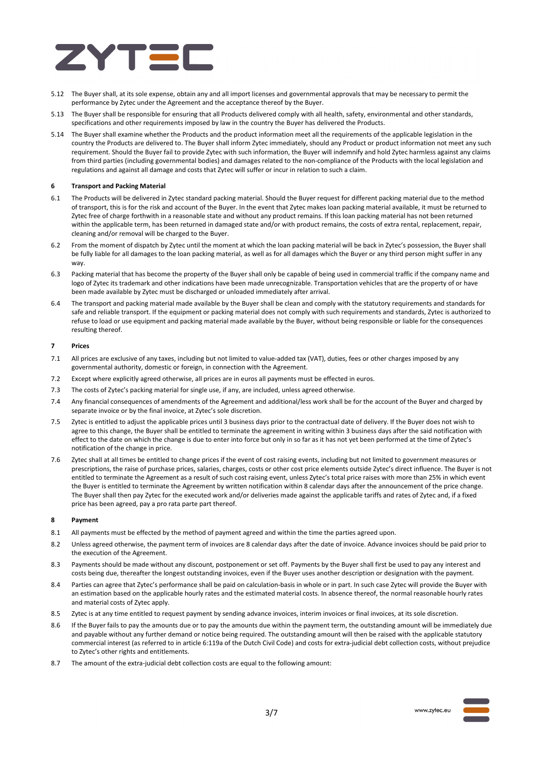5.12 The Buyer shall, at its sole expense, obtain any and all import licenses and governmental approvals that may be necessary to permit the performance by Zytec under the Agreement and the acceptance thereof by the Buyer.

5.13 The Buyer shall be responsible for ensuring that all Products delivered comply with all health, safety, environmental and other standards, specifications and other requirements imposed by law in the country the Buyer has delivered the Products.

5.14 The Buyer shall examine whether the Products and the product information meet all the requirements of the applicable legislation in the country the Products are delivered to. The Buyer shall inform Zytec immediately, should any Product or product information not meet any such requirement. Should the Buyer fail to provide Zytec with such information, the Buyer will indemnify and hold Zytec harmless against any claims from third parties (including governmental bodies) and damages related to the non-compliance of the Products with the local legislation and regulations and against all damage and costs that Zytec will suffer or incur in relation to such a claim.

## 6 Transport and Packing Material

6.1 The Products will be delivered in Zytec standard packing material. Should the Buyer request for different packing material due to the method of transport, this is for the risk and account of the Buyer. In the event that Zytec makes loan packing material available, it must be returned to Zytec free of charge forthwith in a reasonable state and without any product remains. If this loan packing material has not been returned within the applicable term, has been returned in damaged state and/or with product remains, the costs of extra rental, replacement, repair, cleaning and/or removal will be charged to the Buyer.

6.2 From the moment of dispatch by Zytec until the moment at which the loan packing material will be back in Zytec's possession, the Buyer shall be fully liable for all damages to the loan packing material, as well as for all damages which the Buyer or any third person might suffer in any way.

6.3 Packing material that has become the property of the Buyer shall only be capable of being used in commercial traffic if the company name and logo of Zytec its trademark and other indications have been made unrecognizable. Transportation vehicles that are the property of or have been made available by Zytec must be discharged or unloaded immediately after arrival.

6.4 The transport and packing material made available by the Buyer shall be clean and comply with the statutory requirements and standards for safe and reliable transport. If the equipment or packing material does not comply with such requirements and standards, Zytec is authorized to refuse to load or use equipment and packing material made available by the Buyer, without being responsible or liable for the consequences resulting thereof.

## 7 Prices

7.1 All prices are exclusive of any taxes, including but not limited to value-added tax (VAT), duties, fees or other charges imposed by any governmental authority, domestic or foreign, in connection with the Agreement.

7.2 Except where explicitly agreed otherwise, all prices are in euros all payments must be effected in euros.

7.3 The costs of Zytec's packing material for single use, if any, are included, unless agreed otherwise.

7.4 Any financial consequences of amendments of the Agreement and additional/less work shall be for the account of the Buyer and charged by separate invoice or by the final invoice, at Zytec's sole discretion.

7.5 Zytec is entitled to adjust the applicable prices until 3 business days prior to the contractual date of delivery. If the Buyer does not wish to agree to this change, the Buyer shall be entitled to terminate the agreement in writing within 3 business days after the said notification with effect to the date on which the change is due to enter into force but only in so far as it has not yet been performed at the time of Zytec's notification of the change in price.

7.6 Zytec shall at all times be entitled to change prices if the event of cost raising events, including but not limited to government measures or prescriptions, the raise of purchase prices, salaries, charges, costs or other cost price elements outside Zytec's direct influence. The Buyer is not entitled to terminate the Agreement as a result of such cost raising event, unless Zytec's total price raises with more than 25% in which event the Buyer is entitled to terminate the Agreement by written notification within 8 calendar days after the announcement of the price change. The Buyer shall then pay Zytec for the executed work and/or deliveries made against the applicable tariffs and rates of Zytec and, if a fixed price has been agreed, pay a pro rata parte part thereof.

## 8 Payment

8.1 All payments must be effected by the method of payment agreed and within the time the parties agreed upon.

8.2 Unless agreed otherwise, the payment term of invoices are 8 calendar days after the date of invoice. Advance invoices should be paid prior to the execution of the Agreement.

8.3 Payments should be made without any discount, postponement or set off. Payments by the Buyer shall first be used to pay any interest and costs being due, thereafter the longest outstanding invoices, even if the Buyer uses another description or designation with the payment.

8.4 Parties can agree that Zytec's performance shall be paid on calculation-basis in whole or in part. In such case Zytec will provide the Buyer with an estimation based on the applicable hourly rates and the estimated material costs. In absence thereof, the normal reasonable hourly rates and material costs of Zytec apply.

8.5 Zytec is at any time entitled to request payment by sending advance invoices, interim invoices or final invoices, at its sole discretion.

8.6 If the Buyer fails to pay the amounts due or to pay the amounts due within the payment term, the outstanding amount will be immediately due and payable without any further demand or notice being required. The outstanding amount will then be raised with the applicable statutory commercial interest (as referred to in article 6:119a of the Dutch Civil Code) and costs for extra-judicial debt collection costs, without prejudice to Zytec's other rights and entitlements.

8.7 The amount of the extra-judicial debt collection costs are equal to the following amount: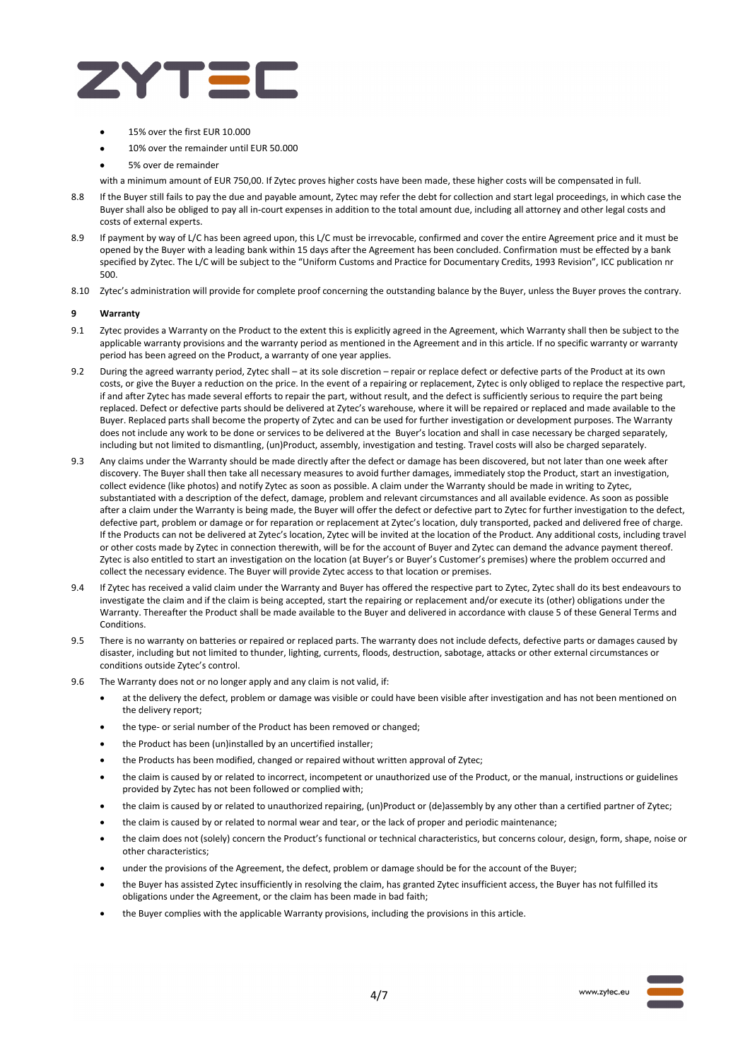- 15% over the first EUR 10.000
- 10% over the remainder until EUR 50.000
- 5% over de remainder

with a minimum amount of EUR 750,00. If Zytec proves higher costs have been made, these higher costs will be compensated in full.

8.8 If the Buyer still fails to pay the due and payable amount, Zytec may refer the debt for collection and start legal proceedings, in which case the Buyer shall also be obliged to pay all in-court expenses in addition to the total amount due, including all attorney and other legal costs and costs of external experts.

8.9 If payment by way of L/C has been agreed upon, this L/C must be irrevocable, confirmed and cover the entire Agreement price and it must be opened by the Buyer with a leading bank within 15 days after the Agreement has been concluded. Confirmation must be effected by a bank specified by Zytec. The L/C will be subject to the "Uniform Customs and Practice for Documentary Credits, 1993 Revision", ICC publication nr 500.

8.10 Zytec's administration will provide for complete proof concerning the outstanding balance by the Buyer, unless the Buyer proves the contrary.

## 9 Warranty

9.1 Zytec provides a Warranty on the Product to the extent this is explicitly agreed in the Agreement, which Warranty shall then be subject to the applicable warranty provisions and the warranty period as mentioned in the Agreement and in this article. If no specific warranty or warranty period has been agreed on the Product, a warranty of one year applies.

9.2 During the agreed warranty period, Zytec shall – at its sole discretion – repair or replace defect or defective parts of the Product at its own costs, or give the Buyer a reduction on the price. In the event of a repairing or replacement, Zytec is only obliged to replace the respective part, if and after Zytec has made several efforts to repair the part, without result, and the defect is sufficiently serious to require the part being replaced. Defect or defective parts should be delivered at Zytec's warehouse, where it will be repaired or replaced and made available to the Buyer. Replaced parts shall become the property of Zytec and can be used for further investigation or development purposes. The Warranty does not include any work to be done or services to be delivered at the Buyer's location and shall in case necessary be charged separately, including but not limited to dismantling, (un)Product, assembly, investigation and testing. Travel costs will also be charged separately.

9.3 Any claims under the Warranty should be made directly after the defect or damage has been discovered, but not later than one week after discovery. The Buyer shall then take all necessary measures to avoid further damages, immediately stop the Product, start an investigation, collect evidence (like photos) and notify Zytec as soon as possible. A claim under the Warranty should be made in writing to Zytec, substantiated with a description of the defect, damage, problem and relevant circumstances and all available evidence. As soon as possible after a claim under the Warranty is being made, the Buyer will offer the defect or defective part to Zytec for further investigation to the defect, defective part, problem or damage or for reparation or replacement at Zytec's location, duly transported, packed and delivered free of charge. If the Products can not be delivered at Zytec's location, Zytec will be invited at the location of the Product. Any additional costs, including travel or other costs made by Zytec in connection therewith, will be for the account of Buyer and Zytec can demand the advance payment thereof. Zytec is also entitled to start an investigation on the location (at Buyer's or Buyer's Customer's premises) where the problem occurred and collect the necessary evidence. The Buyer will provide Zytec access to that location or premises.

9.4 If Zytec has received a valid claim under the Warranty and Buyer has offered the respective part to Zytec, Zytec shall do its best endeavours to investigate the claim and if the claim is being accepted, start the repairing or replacement and/or execute its (other) obligations under the Warranty. Thereafter the Product shall be made available to the Buyer and delivered in accordance with clause 5 of these General Terms and Conditions.

9.5 There is no warranty on batteries or repaired or replaced parts. The warranty does not include defects, defective parts or damages caused by disaster, including but not limited to thunder, lighting, currents, floods, destruction, sabotage, attacks or other external circumstances or conditions outside Zytec's control.

9.6 The Warranty does not or no longer apply and any claim is not valid, if:

- at the delivery the defect, problem or damage was visible or could have been visible after investigation and has not been mentioned on the delivery report;
- the type- or serial number of the Product has been removed or changed;
- the Product has been (un)installed by an uncertified installer;
- the Products has been modified, changed or repaired without written approval of Zytec;
- the claim is caused by or related to incorrect, incompetent or unauthorized use of the Product, or the manual, instructions or guidelines provided by Zytec has not been followed or complied with;
- the claim is caused by or related to unauthorized repairing, (un)Product or (de)assembly by any other than a certified partner of Zytec;
- the claim is caused by or related to normal wear and tear, or the lack of proper and periodic maintenance;
- the claim does not (solely) concern the Product's functional or technical characteristics, but concerns colour, design, form, shape, noise or other characteristics;
- under the provisions of the Agreement, the defect, problem or damage should be for the account of the Buyer;
- the Buyer has assisted Zytec insufficiently in resolving the claim, has granted Zytec insufficient access, the Buyer has not fulfilled its obligations under the Agreement, or the claim has been made in bad faith;
- the Buyer complies with the applicable Warranty provisions, including the provisions in this article.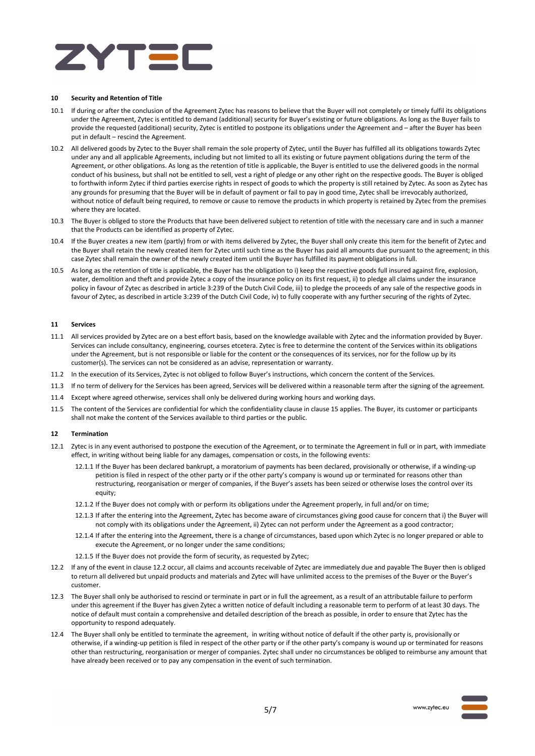## 10 Security and Retention of Title

10.1 If during or after the conclusion of the Agreement Zytec has reasons to believe that the Buyer will not completely or timely fulfil its obligations under the Agreement, Zytec is entitled to demand (additional) security for Buyer's existing or future obligations. As long as the Buyer fails to provide the requested (additional) security, Zytec is entitled to postpone its obligations under the Agreement and – after the Buyer has been put in default – rescind the Agreement.

10.2 All delivered goods by Zytec to the Buyer shall remain the sole property of Zytec, until the Buyer has fulfilled all its obligations towards Zytec under any and all applicable Agreements, including but not limited to all its existing or future payment obligations during the term of the Agreement, or other obligations. As long as the retention of title is applicable, the Buyer is entitled to use the delivered goods in the normal conduct of his business, but shall not be entitled to sell, vest a right of pledge or any other right on the respective goods. The Buyer is obliged to forthwith inform Zytec if third parties exercise rights in respect of goods to which the property is still retained by Zytec. As soon as Zytec has any grounds for presuming that the Buyer will be in default of payment or fail to pay in good time, Zytec shall be irrevocably authorized, without notice of default being required, to remove or cause to remove the products in which property is retained by Zytec from the premises where they are located.

10.3 The Buyer is obliged to store the Products that have been delivered subject to retention of title with the necessary care and in such a manner that the Products can be identified as property of Zytec.

10.4 If the Buyer creates a new item (partly) from or with items delivered by Zytec, the Buyer shall only create this item for the benefit of Zytec and the Buyer shall retain the newly created item for Zytec until such time as the Buyer has paid all amounts due pursuant to the agreement; in this case Zytec shall remain the owner of the newly created item until the Buyer has fulfilled its payment obligations in full.

10.5 As long as the retention of title is applicable, the Buyer has the obligation to i) keep the respective goods full insured against fire, explosion, water, demolition and theft and provide Zytec a copy of the insurance policy on its first request, ii) to pledge all claims under the insurance policy in favour of Zytec as described in article 3:239 of the Dutch Civil Code, iii) to pledge the proceeds of any sale of the respective goods in favour of Zytec, as described in article 3:239 of the Dutch Civil Code, iv) to fully cooperate with any further securing of the rights of Zytec.

## 11 Services

11.1 All services provided by Zytec are on a best effort basis, based on the knowledge available with Zytec and the information provided by Buyer. Services can include consultancy, engineering, courses etcetera. Zytec is free to determine the content of the Services within its obligations under the Agreement, but is not responsible or liable for the content or the consequences of its services, nor for the follow up by its customer(s). The services can not be considered as an advise, representation or warranty.

11.2 In the execution of its Services, Zytec is not obliged to follow Buyer's instructions, which concern the content of the Services.

11.3 If no term of delivery for the Services has been agreed, Services will be delivered within a reasonable term after the signing of the agreement.

11.4 Except where agreed otherwise, services shall only be delivered during working hours and working days.

11.5 The content of the Services are confidential for which the confidentiality clause in clause 15 applies. The Buyer, its customer or participants shall not make the content of the Services available to third parties or the public.

## 12 Termination

12.1 Zytec is in any event authorised to postpone the execution of the Agreement, or to terminate the Agreement in full or in part, with immediate effect, in writing without being liable for any damages, compensation or costs, in the following events:

12.1.1 If the Buyer has been declared bankrupt, a moratorium of payments has been declared, provisionally or otherwise, if a winding-up petition is filed in respect of the other party or if the other party's company is wound up or terminated for reasons other than restructuring, reorganisation or merger of companies, if the Buyer's assets has been seized or otherwise loses the control over its equity;

12.1.2 If the Buyer does not comply with or perform its obligations under the Agreement properly, in full and/or on time;

12.1.3 If after the entering into the Agreement, Zytec has become aware of circumstances giving good cause for concern that i) the Buyer will not comply with its obligations under the Agreement, ii) Zytec can not perform under the Agreement as a good contractor;

12.1.4 If after the entering into the Agreement, there is a change of circumstances, based upon which Zytec is no longer prepared or able to execute the Agreement, or no longer under the same conditions;

12.1.5 If the Buyer does not provide the form of security, as requested by Zytec;

12.2 If any of the event in clause 12.2 occur, all claims and accounts receivable of Zytec are immediately due and payable The Buyer then is obliged to return all delivered but unpaid products and materials and Zytec will have unlimited access to the premises of the Buyer or the Buyer's customer.

12.3 The Buyer shall only be authorised to rescind or terminate in part or in full the agreement, as a result of an attributable failure to perform under this agreement if the Buyer has given Zytec a written notice of default including a reasonable term to perform of at least 30 days. The notice of default must contain a comprehensive and detailed description of the breach as possible, in order to ensure that Zytec has the opportunity to respond adequately.

12.4 The Buyer shall only be entitled to terminate the agreement, in writing without notice of default if the other party is, provisionally or otherwise, if a winding-up petition is filed in respect of the other party or if the other party's company is wound up or terminated for reasons other than restructuring, reorganisation or merger of companies. Zytec shall under no circumstances be obliged to reimburse any amount that have already been received or to pay any compensation in the event of such termination.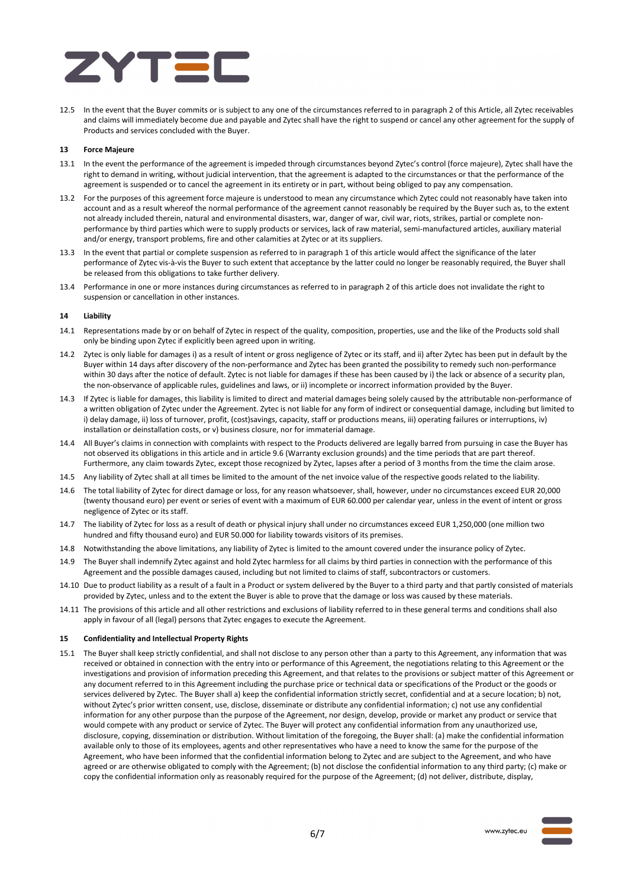12.5 In the event that the Buyer commits or is subject to any one of the circumstances referred to in paragraph 2 of this Article, all Zytec receivables and claims will immediately become due and payable and Zytec shall have the right to suspend or cancel any other agreement for the supply of Products and services concluded with the Buyer.

### 13 Force Majeure

13.1 In the event the performance of the agreement is impeded through circumstances beyond Zytec's control (force majeure), Zytec shall have the right to demand in writing, without judicial intervention, that the agreement is adapted to the circumstances or that the performance of the agreement is suspended or to cancel the agreement in its entirety or in part, without being obliged to pay any compensation.

13.2 For the purposes of this agreement force majeure is understood to mean any circumstance which Zytec could not reasonably have taken into account and as a result whereof the normal performance of the agreement cannot reasonably be required by the Buyer such as, to the extent not already included therein, natural and environmental disasters, war, danger of war, civil war, riots, strikes, partial or complete non-performance by third parties which were to supply products or services, lack of raw material, semi-manufactured articles, auxiliary material and/or energy, transport problems, fire and other calamities at Zytec or at its suppliers.

13.3 In the event that partial or complete suspension as referred to in paragraph 1 of this article would affect the significance of the later performance of Zytec vis-à-vis the Buyer to such extent that acceptance by the latter could no longer be reasonably required, the Buyer shall be released from this obligations to take further delivery.

13.4 Performance in one or more instances during circumstances as referred to in paragraph 2 of this article does not invalidate the right to suspension or cancellation in other instances.

### 14 Liability

14.1 Representations made by or on behalf of Zytec in respect of the quality, composition, properties, use and the like of the Products sold shall only be binding upon Zytec if explicitly been agreed upon in writing.

14.2 Zytec is only liable for damages i) as a result of intent or gross negligence of Zytec or its staff, and ii) after Zytec has been put in default by the Buyer within 14 days after discovery of the non-performance and Zytec has been granted the possibility to remedy such non-performance within 30 days after the notice of default. Zytec is not liable for damages if these has been caused by i) the lack or absence of a security plan, the non-observance of applicable rules, guidelines and laws, or ii) incomplete or incorrect information provided by the Buyer.

14.3 If Zytec is liable for damages, this liability is limited to direct and material damages being solely caused by the attributable non-performance of a written obligation of Zytec under the Agreement. Zytec is not liable for any form of indirect or consequential damage, including but limited to i) delay damage, ii) loss of turnover, profit, (cost)savings, capacity, staff or productions means, iii) operating failures or interruptions, iv) installation or deinstallation costs, or v) business closure, nor for immaterial damage.

14.4 All Buyer's claims in connection with complaints with respect to the Products delivered are legally barred from pursuing in case the Buyer has not observed its obligations in this article and in article 9.6 (Warranty exclusion grounds) and the time periods that are part thereof. Furthermore, any claim towards Zytec, except those recognized by Zytec, lapses after a period of 3 months from the time the claim arose.

14.5 Any liability of Zytec shall at all times be limited to the amount of the net invoice value of the respective goods related to the liability.

14.6 The total liability of Zytec for direct damage or loss, for any reason whatsoever, shall, however, under no circumstances exceed EUR 20,000 (twenty thousand euro) per event or series of event with a maximum of EUR 60.000 per calendar year, unless in the event of intent or gross negligence of Zytec or its staff.

14.7 The liability of Zytec for loss as a result of death or physical injury shall under no circumstances exceed EUR 1,250,000 (one million two hundred and fifty thousand euro) and EUR 50.000 for liability towards visitors of its premises.

14.8 Notwithstanding the above limitations, any liability of Zytec is limited to the amount covered under the insurance policy of Zytec.

14.9 The Buyer shall indemnify Zytec against and hold Zytec harmless for all claims by third parties in connection with the performance of this Agreement and the possible damages caused, including but not limited to claims of staff, subcontractors or customers.

14.10 Due to product liability as a result of a fault in a Product or system delivered by the Buyer to a third party and that partly consisted of materials provided by Zytec, unless and to the extent the Buyer is able to prove that the damage or loss was caused by these materials.

14.11 The provisions of this article and all other restrictions and exclusions of liability referred to in these general terms and conditions shall also apply in favour of all (legal) persons that Zytec engages to execute the Agreement.

### 15 Confidentiality and Intellectual Property Rights

15.1 The Buyer shall keep strictly confidential, and shall not disclose to any person other than a party to this Agreement, any information that was received or obtained in connection with the entry into or performance of this Agreement, the negotiations relating to this Agreement or the investigations and provision of information preceding this Agreement, and that relates to the provisions or subject matter of this Agreement or any document referred to in this Agreement including the purchase price or technical data or specifications of the Product or the goods or services delivered by Zytec. The Buyer shall a) keep the confidential information strictly secret, confidential and at a secure location; b) not, without Zytec's prior written consent, use, disclose, disseminate or distribute any confidential information; c) not use any confidential information for any other purpose than the purpose of the Agreement, nor design, develop, provide or market any product or service that would compete with any product or service of Zytec. The Buyer will protect any confidential information from any unauthorized use, disclosure, copying, dissemination or distribution. Without limitation of the foregoing, the Buyer shall: (a) make the confidential information available only to those of its employees, agents and other representatives who have a need to know the same for the purpose of the Agreement, who have been informed that the confidential information belong to Zytec and are subject to the Agreement, and who have agreed or are otherwise obligated to comply with the Agreement; (b) not disclose the confidential information to any third party; (c) make or copy the confidential information only as reasonably required for the purpose of the Agreement; (d) not deliver, distribute, display,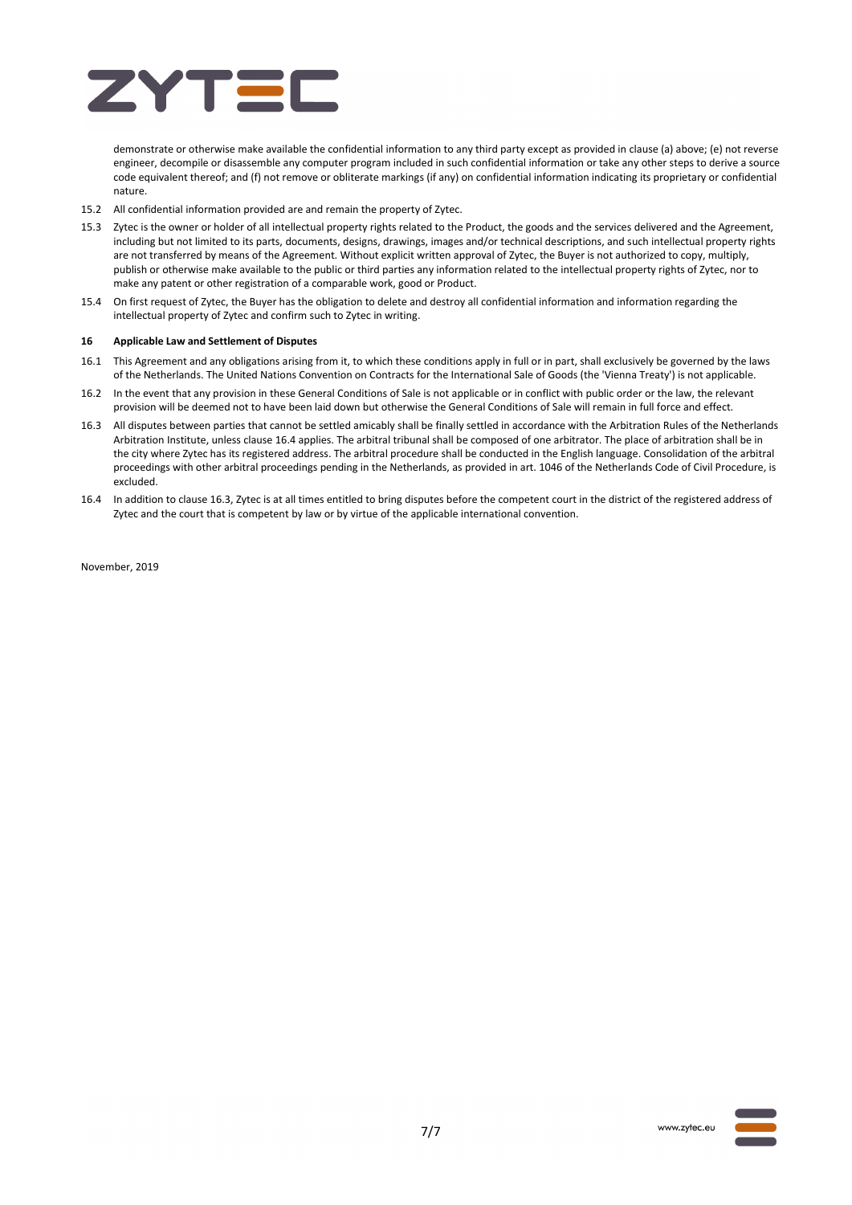demonstrate or otherwise make available the confidential information to any third party except as provided in clause (a) above; (e) not reverse engineer, decompile or disassemble any computer program included in such confidential information or take any other steps to derive a source code equivalent thereof; and (f) not remove or obliterate markings (if any) on confidential information indicating its proprietary or confidential nature.

15.2 All confidential information provided are and remain the property of Zytec.

15.3 Zytec is the owner or holder of all intellectual property rights related to the Product, the goods and the services delivered and the Agreement, including but not limited to its parts, documents, designs, drawings, images and/or technical descriptions, and such intellectual property rights are not transferred by means of the Agreement. Without explicit written approval of Zytec, the Buyer is not authorized to copy, multiply, publish or otherwise make available to the public or third parties any information related to the intellectual property rights of Zytec, nor to make any patent or other registration of a comparable work, good or Product.

15.4 On first request of Zytec, the Buyer has the obligation to delete and destroy all confidential information and information regarding the intellectual property of Zytec and confirm such to Zytec in writing.

**16 Applicable Law and Settlement of Disputes**

16.1 This Agreement and any obligations arising from it, to which these conditions apply in full or in part, shall exclusively be governed by the laws of the Netherlands. The United Nations Convention on Contracts for the International Sale of Goods (the 'Vienna Treaty') is not applicable.

16.2 In the event that any provision in these General Conditions of Sale is not applicable or in conflict with public order or the law, the relevant provision will be deemed not to have been laid down but otherwise the General Conditions of Sale will remain in full force and effect.

16.3 All disputes between parties that cannot be settled amicably shall be finally settled in accordance with the Arbitration Rules of the Netherlands Arbitration Institute, unless clause 16.4 applies. The arbitral tribunal shall be composed of one arbitrator. The place of arbitration shall be in the city where Zytec has its registered address. The arbitral procedure shall be conducted in the English language. Consolidation of the arbitral proceedings with other arbitral proceedings pending in the Netherlands, as provided in art. 1046 of the Netherlands Code of Civil Procedure, is excluded.

16.4 In addition to clause 16.3, Zytec is at all times entitled to bring disputes before the competent court in the district of the registered address of Zytec and the court that is competent by law or by virtue of the applicable international convention.

November, 2019